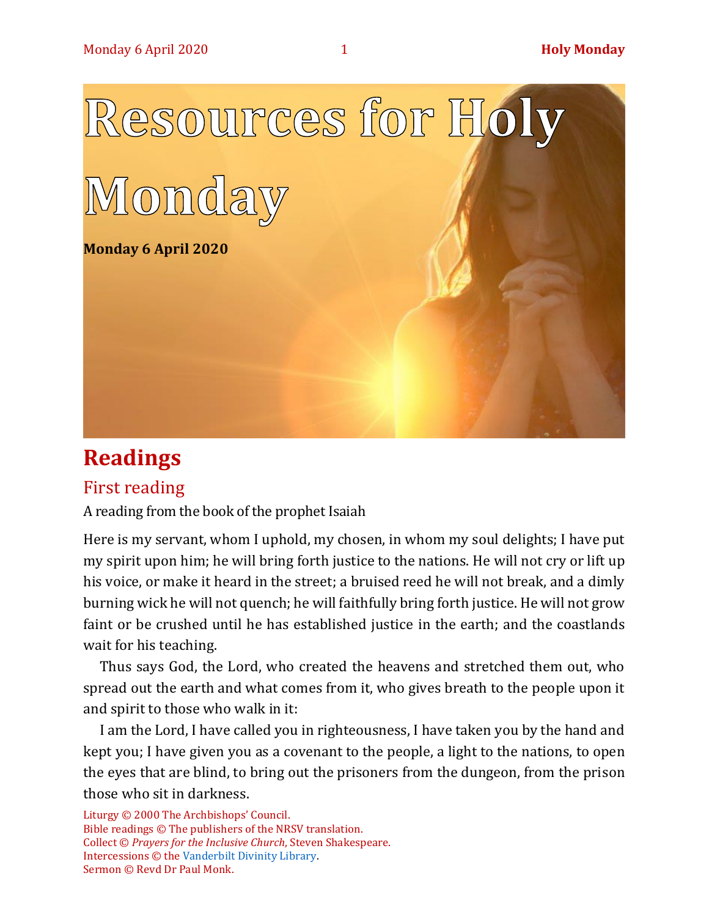# Resources for Holy Monday

**Monday 6 April 2020**

## Readings

### First reading

A reading from the book of the prophet Isaiah

Here is my servant, whom I uphold, my chosen, in whom my soul delights; I have put my spirit upon him; he will bring forth justice to the nations. He will not cry or lift up his voice, or make it heard in the street; a bruised reed he will not break, and a dimly burning wick he will not quench; he will faithfully bring forth justice. He will not grow faint or be crushed until he has established justice in the earth; and the coastlands wait for his teaching.

Thus says God, the Lord, who created the heavens and stretched them out, who spread out the earth and what comes from it, who gives breath to the people upon it and spirit to those who walk in it:

I am the Lord, I have called you in righteousness, I have taken you by the hand and kept you; I have given you as a covenant to the people, a light to the nations, to open the eyes that are blind, to bring out the prisoners from the dungeon, from the prison those who sit in darkness.

Liturgy © 2000 The Archbishops' Council.
Bible readings © The publishers of the NRSV translation.
Collect © *Prayers for the Inclusive Church*, Steven Shakespeare.
Intercessions © the Vanderbilt Divinity Library.
Sermon © Revd Dr Paul Monk.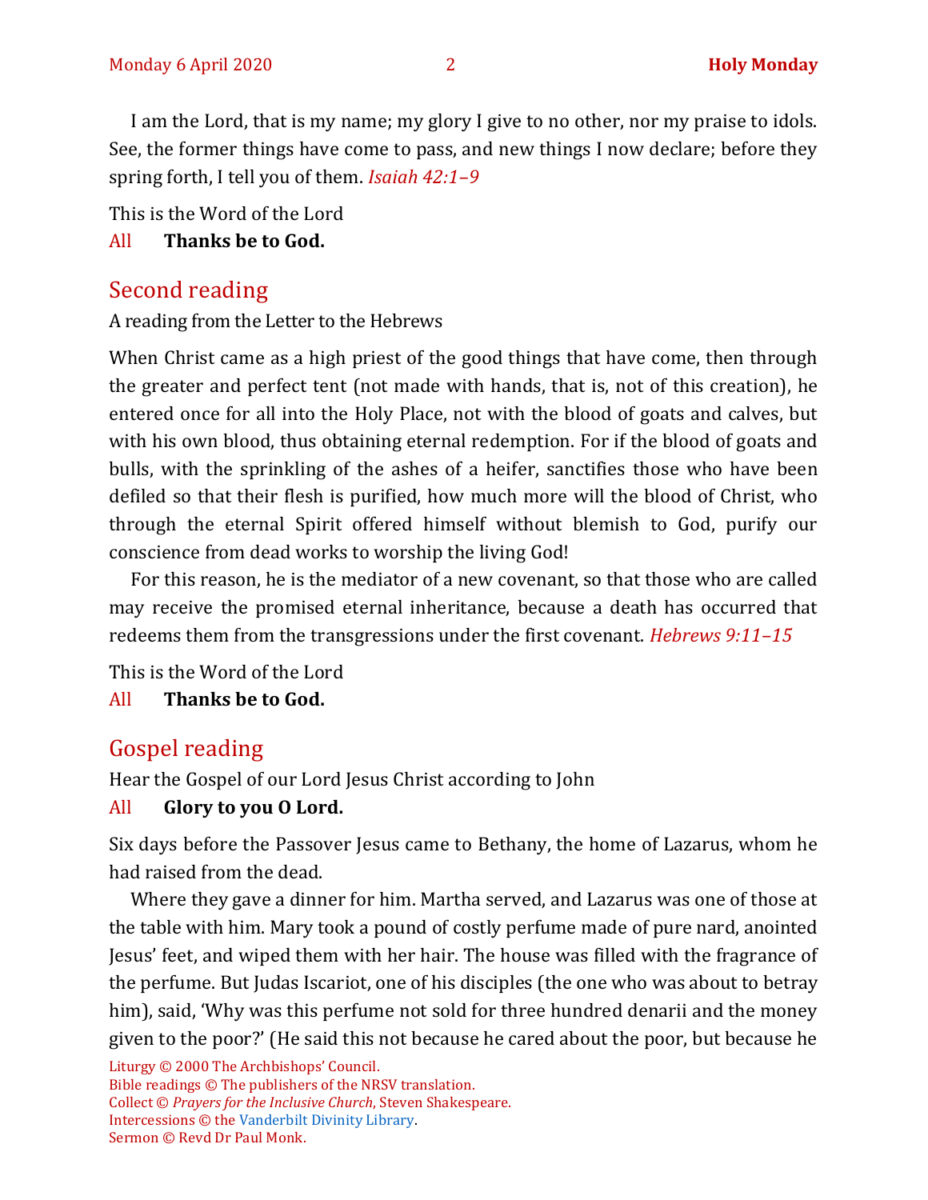I am the Lord, that is my name; my glory I give to no other, nor my praise to idols. See, the former things have come to pass, and new things I now declare; before they spring forth, I tell you of them. *Isaiah 42:1–9*

This is the Word of the Lord

All **Thanks be to God.**

## Second reading

A reading from the Letter to the Hebrews

When Christ came as a high priest of the good things that have come, then through the greater and perfect tent (not made with hands, that is, not of this creation), he entered once for all into the Holy Place, not with the blood of goats and calves, but with his own blood, thus obtaining eternal redemption. For if the blood of goats and bulls, with the sprinkling of the ashes of a heifer, sanctifies those who have been defiled so that their flesh is purified, how much more will the blood of Christ, who through the eternal Spirit offered himself without blemish to God, purify our conscience from dead works to worship the living God!

For this reason, he is the mediator of a new covenant, so that those who are called may receive the promised eternal inheritance, because a death has occurred that redeems them from the transgressions under the first covenant. *Hebrews 9:11–15*

This is the Word of the Lord

All **Thanks be to God.**

## Gospel reading

Hear the Gospel of our Lord Jesus Christ according to John

All **Glory to you O Lord.**

Six days before the Passover Jesus came to Bethany, the home of Lazarus, whom he had raised from the dead.

Where they gave a dinner for him. Martha served, and Lazarus was one of those at the table with him. Mary took a pound of costly perfume made of pure nard, anointed Jesus' feet, and wiped them with her hair. The house was filled with the fragrance of the perfume. But Judas Iscariot, one of his disciples (the one who was about to betray him), said, 'Why was this perfume not sold for three hundred denarii and the money given to the poor?' (He said this not because he cared about the poor, but because he

Liturgy © 2000 The Archbishops' Council.
Bible readings © The publishers of the NRSV translation.
Collect © *Prayers for the Inclusive Church*, Steven Shakespeare.
Intercessions © the Vanderbilt Divinity Library.
Sermon © Revd Dr Paul Monk.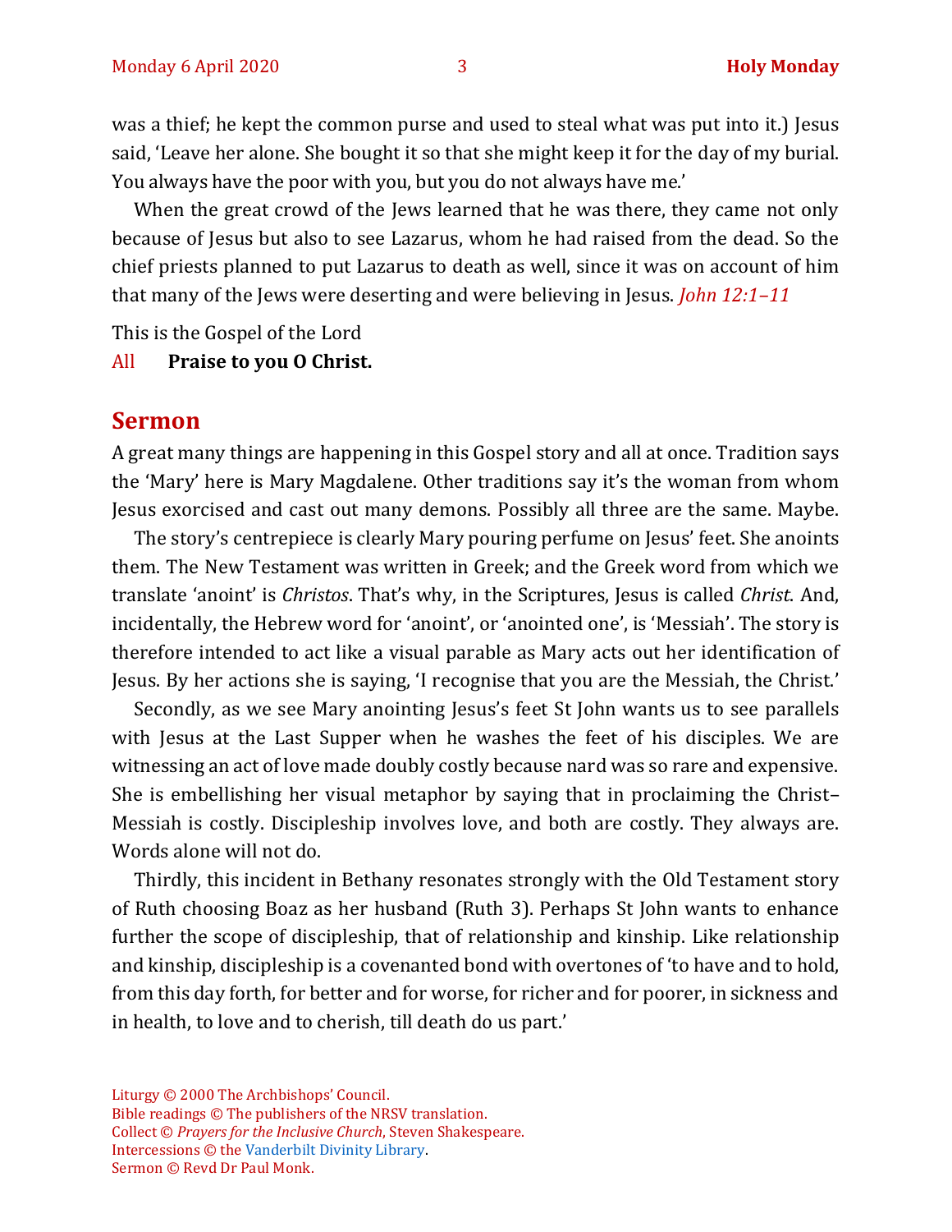was a thief; he kept the common purse and used to steal what was put into it.) Jesus said, 'Leave her alone. She bought it so that she might keep it for the day of my burial. You always have the poor with you, but you do not always have me.'

When the great crowd of the Jews learned that he was there, they came not only because of Jesus but also to see Lazarus, whom he had raised from the dead. So the chief priests planned to put Lazarus to death as well, since it was on account of him that many of the Jews were deserting and were believing in Jesus. *John 12:1–11*

This is the Gospel of the Lord

All **Praise to you O Christ.**

## Sermon

A great many things are happening in this Gospel story and all at once. Tradition says the 'Mary' here is Mary Magdalene. Other traditions say it's the woman from whom Jesus exorcised and cast out many demons. Possibly all three are the same. Maybe.

The story's centrepiece is clearly Mary pouring perfume on Jesus' feet. She anoints them. The New Testament was written in Greek; and the Greek word from which we translate 'anoint' is *Christos*. That's why, in the Scriptures, Jesus is called *Christ*. And, incidentally, the Hebrew word for 'anoint', or 'anointed one', is 'Messiah'. The story is therefore intended to act like a visual parable as Mary acts out her identification of Jesus. By her actions she is saying, 'I recognise that you are the Messiah, the Christ.'

Secondly, as we see Mary anointing Jesus's feet St John wants us to see parallels with Jesus at the Last Supper when he washes the feet of his disciples. We are witnessing an act of love made doubly costly because nard was so rare and expensive. She is embellishing her visual metaphor by saying that in proclaiming the Christ–Messiah is costly. Discipleship involves love, and both are costly. They always are. Words alone will not do.

Thirdly, this incident in Bethany resonates strongly with the Old Testament story of Ruth choosing Boaz as her husband (Ruth 3). Perhaps St John wants to enhance further the scope of discipleship, that of relationship and kinship. Like relationship and kinship, discipleship is a covenanted bond with overtones of 'to have and to hold, from this day forth, for better and for worse, for richer and for poorer, in sickness and in health, to love and to cherish, till death do us part.'

Liturgy © 2000 The Archbishops' Council.
Bible readings © The publishers of the NRSV translation.
Collect © *Prayers for the Inclusive Church*, Steven Shakespeare.
Intercessions © the Vanderbilt Divinity Library.
Sermon © Revd Dr Paul Monk.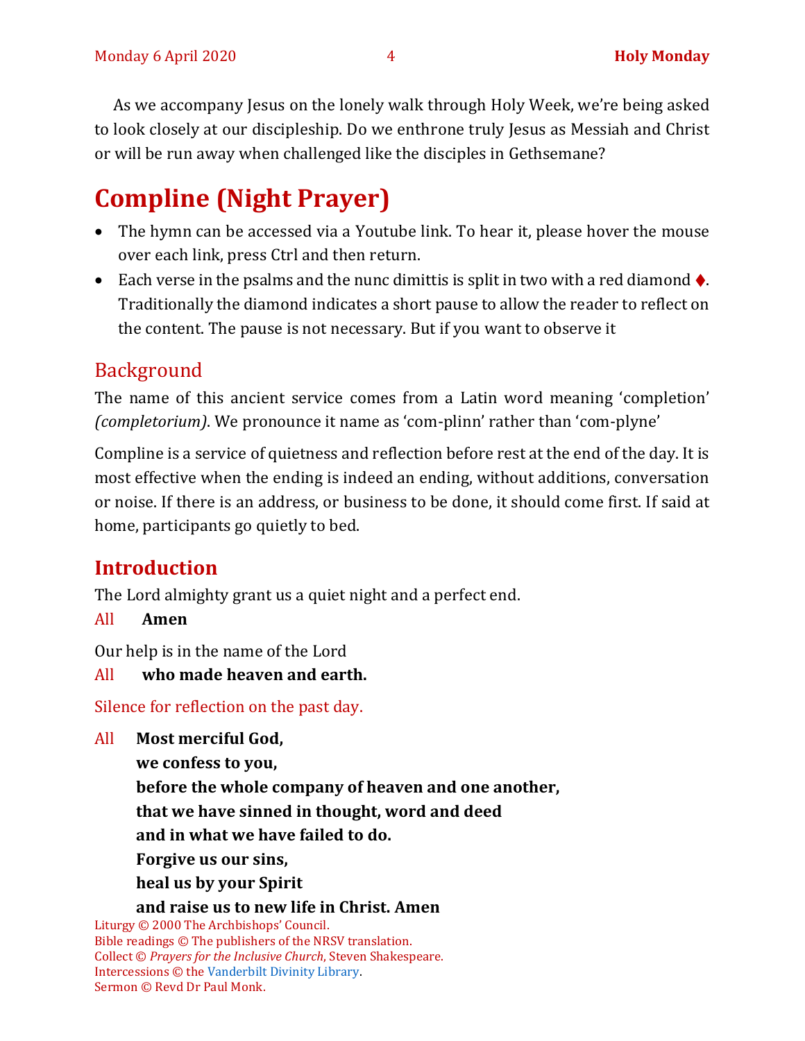As we accompany Jesus on the lonely walk through Holy Week, we're being asked to look closely at our discipleship. Do we enthrone truly Jesus as Messiah and Christ or will be run away when challenged like the disciples in Gethsemane?

# Compline (Night Prayer)

- The hymn can be accessed via a Youtube link. To hear it, please hover the mouse over each link, press Ctrl and then return.
- Each verse in the psalms and the nunc dimittis is split in two with a red diamond ♦. Traditionally the diamond indicates a short pause to allow the reader to reflect on the content. The pause is not necessary. But if you want to observe it

## Background

The name of this ancient service comes from a Latin word meaning 'completion' *(completorium)*. We pronounce it name as 'com-plinn' rather than 'com-plyne'

Compline is a service of quietness and reflection before rest at the end of the day. It is most effective when the ending is indeed an ending, without additions, conversation or noise. If there is an address, or business to be done, it should come first. If said at home, participants go quietly to bed.

## Introduction

The Lord almighty grant us a quiet night and a perfect end.

All **Amen**

Our help is in the name of the Lord

All **who made heaven and earth.**

Silence for reflection on the past day.

All **Most merciful God,**
**we confess to you,**
**before the whole company of heaven and one another,**
**that we have sinned in thought, word and deed**
**and in what we have failed to do.**
**Forgive us our sins,**
**heal us by your Spirit**
**and raise us to new life in Christ. Amen**

Liturgy © 2000 The Archbishops' Council.
Bible readings © The publishers of the NRSV translation.
Collect © *Prayers for the Inclusive Church*, Steven Shakespeare.
Intercessions © the Vanderbilt Divinity Library.
Sermon © Revd Dr Paul Monk.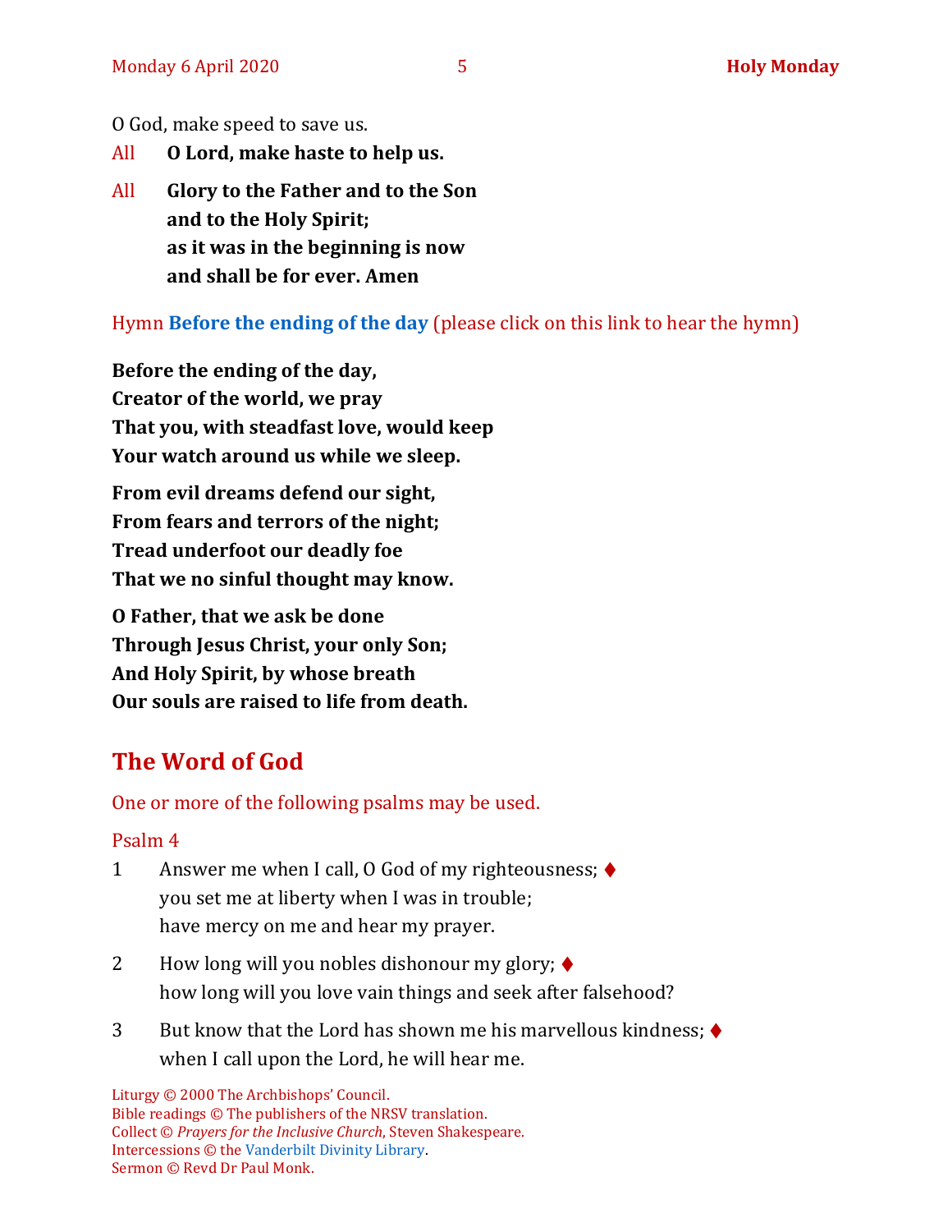O God, make speed to save us.

All **O Lord, make haste to help us.**

All **Glory to the Father and to the Son**
**and to the Holy Spirit;**
**as it was in the beginning is now**
**and shall be for ever. Amen**

Hymn **Before the ending of the day** (please click on this link to hear the hymn)

**Before the ending of the day,**
**Creator of the world, we pray**
**That you, with steadfast love, would keep**
**Your watch around us while we sleep.**

**From evil dreams defend our sight,**
**From fears and terrors of the night;**
**Tread underfoot our deadly foe**
**That we no sinful thought may know.**

**O Father, that we ask be done**
**Through Jesus Christ, your only Son;**
**And Holy Spirit, by whose breath**
**Our souls are raised to life from death.**

## The Word of God

One or more of the following psalms may be used.

Psalm 4

1 Answer me when I call, O God of my righteousness; ♦
you set me at liberty when I was in trouble;
have mercy on me and hear my prayer.

2 How long will you nobles dishonour my glory; ♦
how long will you love vain things and seek after falsehood?

3 But know that the Lord has shown me his marvellous kindness; ♦
when I call upon the Lord, he will hear me.

Liturgy © 2000 The Archbishops' Council.
Bible readings © The publishers of the NRSV translation.
Collect © *Prayers for the Inclusive Church*, Steven Shakespeare.
Intercessions © the Vanderbilt Divinity Library.
Sermon © Revd Dr Paul Monk.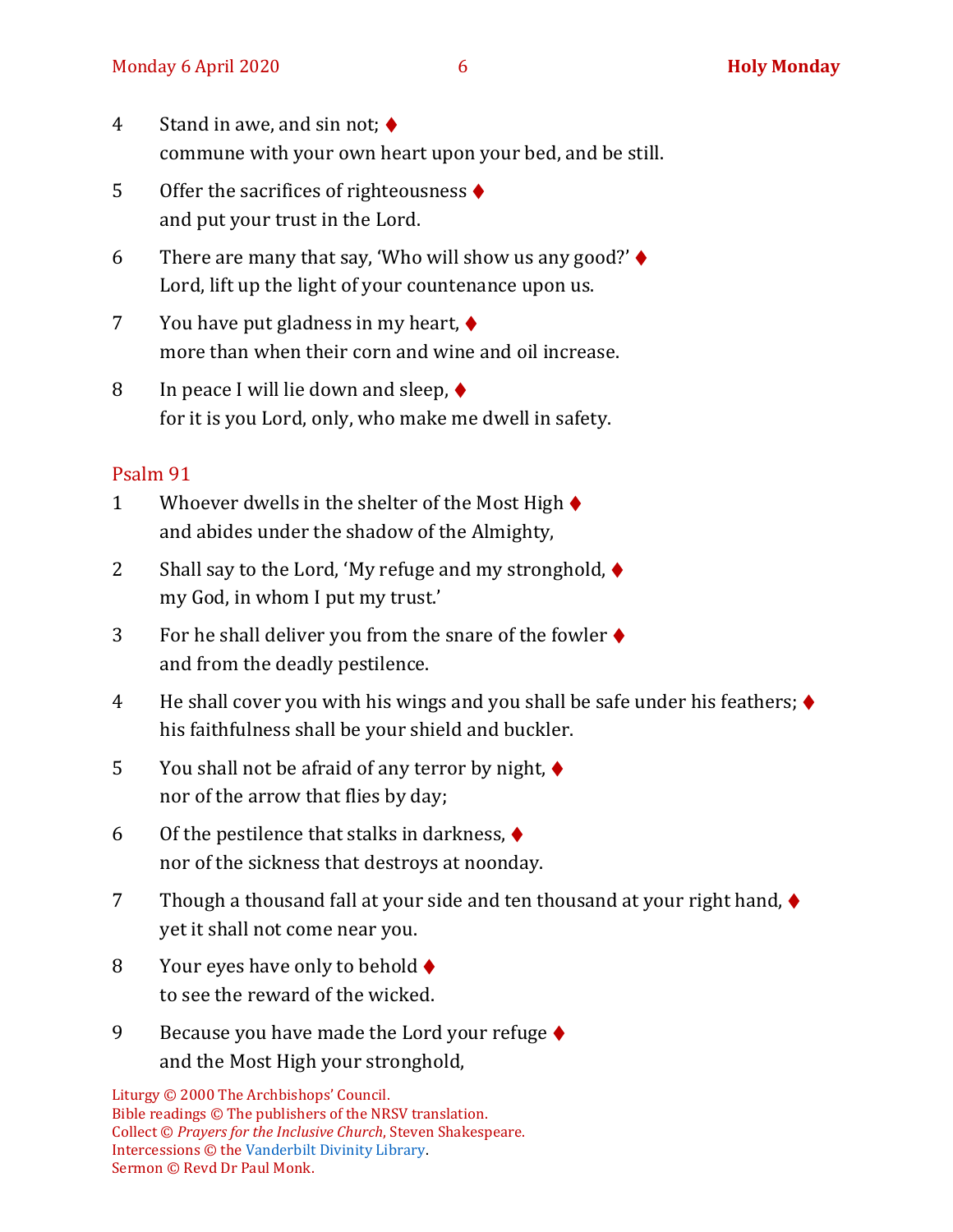4 Stand in awe, and sin not; ♦
commune with your own heart upon your bed, and be still.

5 Offer the sacrifices of righteousness ♦
and put your trust in the Lord.

6 There are many that say, 'Who will show us any good?' ♦
Lord, lift up the light of your countenance upon us.

7 You have put gladness in my heart, ♦
more than when their corn and wine and oil increase.

8 In peace I will lie down and sleep, ♦
for it is you Lord, only, who make me dwell in safety.

## Psalm 91

1 Whoever dwells in the shelter of the Most High ♦
and abides under the shadow of the Almighty,

2 Shall say to the Lord, 'My refuge and my stronghold, ♦
my God, in whom I put my trust.'

3 For he shall deliver you from the snare of the fowler ♦
and from the deadly pestilence.

4 He shall cover you with his wings and you shall be safe under his feathers; ♦
his faithfulness shall be your shield and buckler.

5 You shall not be afraid of any terror by night, ♦
nor of the arrow that flies by day;

6 Of the pestilence that stalks in darkness, ♦
nor of the sickness that destroys at noonday.

7 Though a thousand fall at your side and ten thousand at your right hand, ♦
yet it shall not come near you.

8 Your eyes have only to behold ♦
to see the reward of the wicked.

9 Because you have made the Lord your refuge ♦
and the Most High your stronghold,

Liturgy © 2000 The Archbishops' Council.
Bible readings © The publishers of the NRSV translation.
Collect © *Prayers for the Inclusive Church*, Steven Shakespeare.
Intercessions © the Vanderbilt Divinity Library.
Sermon © Revd Dr Paul Monk.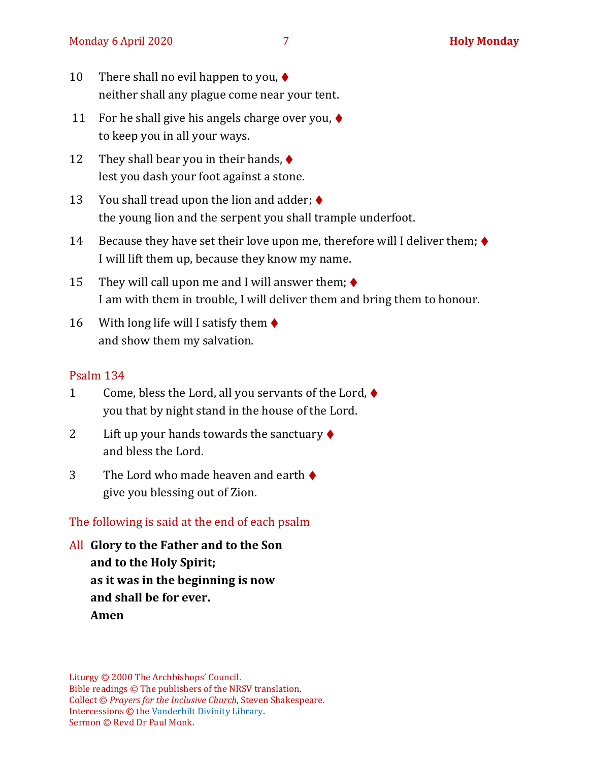10 There shall no evil happen to you, ♦
neither shall any plague come near your tent.

11 For he shall give his angels charge over you, ♦
to keep you in all your ways.

12 They shall bear you in their hands, ♦
lest you dash your foot against a stone.

13 You shall tread upon the lion and adder; ♦
the young lion and the serpent you shall trample underfoot.

14 Because they have set their love upon me, therefore will I deliver them; ♦
I will lift them up, because they know my name.

15 They will call upon me and I will answer them; ♦
I am with them in trouble, I will deliver them and bring them to honour.

16 With long life will I satisfy them ♦
and show them my salvation.

## Psalm 134

1 Come, bless the Lord, all you servants of the Lord, ♦
you that by night stand in the house of the Lord.

2 Lift up your hands towards the sanctuary ♦
and bless the Lord.

3 The Lord who made heaven and earth ♦
give you blessing out of Zion.

The following is said at the end of each psalm

All **Glory to the Father and to the Son**
**and to the Holy Spirit;**
**as it was in the beginning is now**
**and shall be for ever.**
**Amen**

Liturgy © 2000 The Archbishops' Council.
Bible readings © The publishers of the NRSV translation.
Collect © *Prayers for the Inclusive Church*, Steven Shakespeare.
Intercessions © the Vanderbilt Divinity Library.
Sermon © Revd Dr Paul Monk.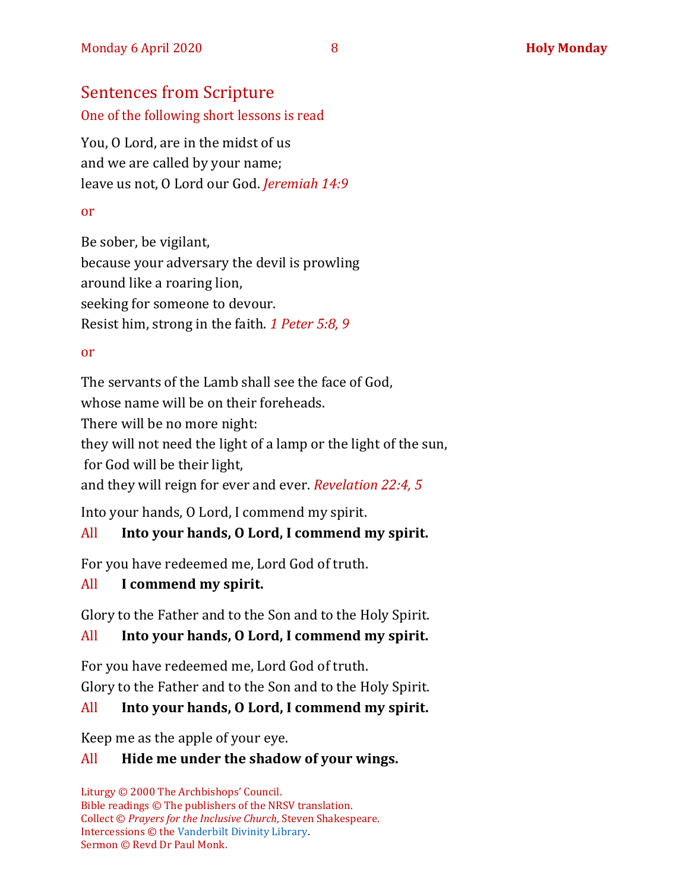## Sentences from Scripture

One of the following short lessons is read

You, O Lord, are in the midst of us
and we are called by your name;
leave us not, O Lord our God. *Jeremiah 14:9*

or

Be sober, be vigilant,
because your adversary the devil is prowling
around like a roaring lion,
seeking for someone to devour.
Resist him, strong in the faith. *1 Peter 5:8, 9*

or

The servants of the Lamb shall see the face of God,
whose name will be on their foreheads.
There will be no more night:
they will not need the light of a lamp or the light of the sun,
for God will be their light,
and they will reign for ever and ever. *Revelation 22:4, 5*

Into your hands, O Lord, I commend my spirit.

All **Into your hands, O Lord, I commend my spirit.**

For you have redeemed me, Lord God of truth.

All **I commend my spirit.**

Glory to the Father and to the Son and to the Holy Spirit.

All **Into your hands, O Lord, I commend my spirit.**

For you have redeemed me, Lord God of truth.
Glory to the Father and to the Son and to the Holy Spirit.

All **Into your hands, O Lord, I commend my spirit.**

Keep me as the apple of your eye.

All **Hide me under the shadow of your wings.**

Liturgy © 2000 The Archbishops' Council.
Bible readings © The publishers of the NRSV translation.
Collect © *Prayers for the Inclusive Church*, Steven Shakespeare.
Intercessions © the Vanderbilt Divinity Library.
Sermon © Revd Dr Paul Monk.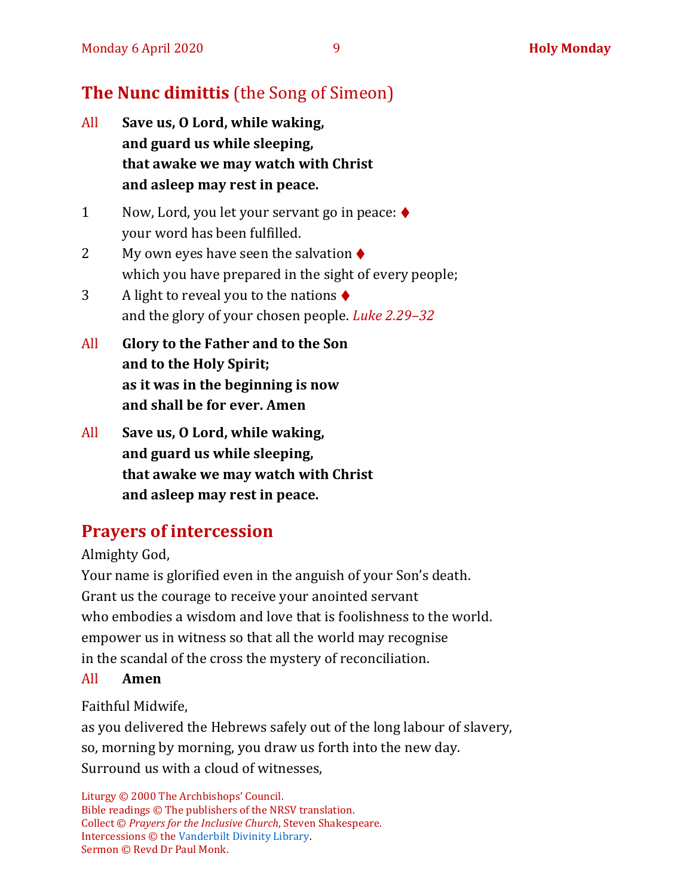## The Nunc dimittis (the Song of Simeon)

All **Save us, O Lord, while waking,**
**and guard us while sleeping,**
**that awake we may watch with Christ**
**and asleep may rest in peace.**

1 Now, Lord, you let your servant go in peace: ♦
your word has been fulfilled.

2 My own eyes have seen the salvation ♦
which you have prepared in the sight of every people;

3 A light to reveal you to the nations ♦
and the glory of your chosen people. *Luke 2.29–32*

All **Glory to the Father and to the Son**
**and to the Holy Spirit;**
**as it was in the beginning is now**
**and shall be for ever. Amen**

All **Save us, O Lord, while waking,**
**and guard us while sleeping,**
**that awake we may watch with Christ**
**and asleep may rest in peace.**

## Prayers of intercession

Almighty God,
Your name is glorified even in the anguish of your Son's death.
Grant us the courage to receive your anointed servant
who embodies a wisdom and love that is foolishness to the world.
empower us in witness so that all the world may recognise
in the scandal of the cross the mystery of reconciliation.

All **Amen**

Faithful Midwife,
as you delivered the Hebrews safely out of the long labour of slavery,
so, morning by morning, you draw us forth into the new day.
Surround us with a cloud of witnesses,

Liturgy © 2000 The Archbishops' Council.
Bible readings © The publishers of the NRSV translation.
Collect © *Prayers for the Inclusive Church*, Steven Shakespeare.
Intercessions © the Vanderbilt Divinity Library.
Sermon © Revd Dr Paul Monk.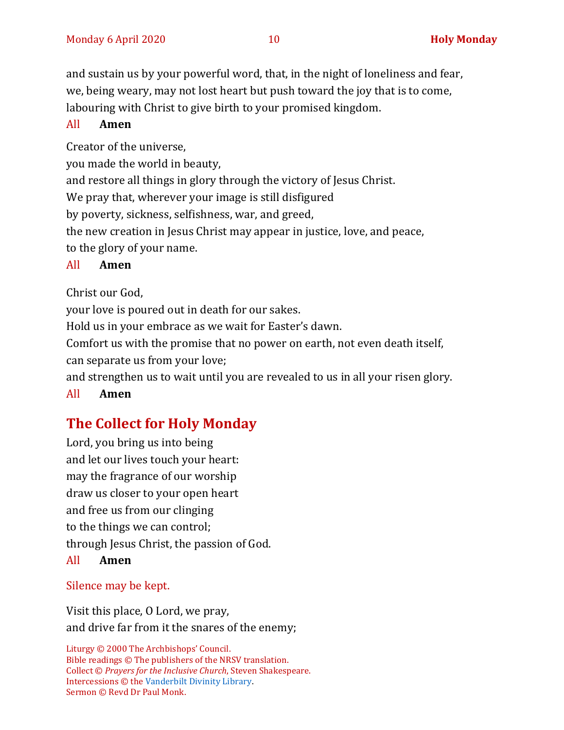and sustain us by your powerful word, that, in the night of loneliness and fear,
we, being weary, may not lost heart but push toward the joy that is to come,
labouring with Christ to give birth to your promised kingdom.

All **Amen**

Creator of the universe,
you made the world in beauty,
and restore all things in glory through the victory of Jesus Christ.
We pray that, wherever your image is still disfigured
by poverty, sickness, selfishness, war, and greed,
the new creation in Jesus Christ may appear in justice, love, and peace,
to the glory of your name.

All **Amen**

Christ our God,
your love is poured out in death for our sakes.
Hold us in your embrace as we wait for Easter's dawn.
Comfort us with the promise that no power on earth, not even death itself,
can separate us from your love;
and strengthen us to wait until you are revealed to us in all your risen glory.

All **Amen**

## The Collect for Holy Monday

Lord, you bring us into being
and let our lives touch your heart:
may the fragrance of our worship
draw us closer to your open heart
and free us from our clinging
to the things we can control;
through Jesus Christ, the passion of God.

All **Amen**

Silence may be kept.

Visit this place, O Lord, we pray,
and drive far from it the snares of the enemy;

Liturgy © 2000 The Archbishops' Council.
Bible readings © The publishers of the NRSV translation.
Collect © *Prayers for the Inclusive Church*, Steven Shakespeare.
Intercessions © the Vanderbilt Divinity Library.
Sermon © Revd Dr Paul Monk.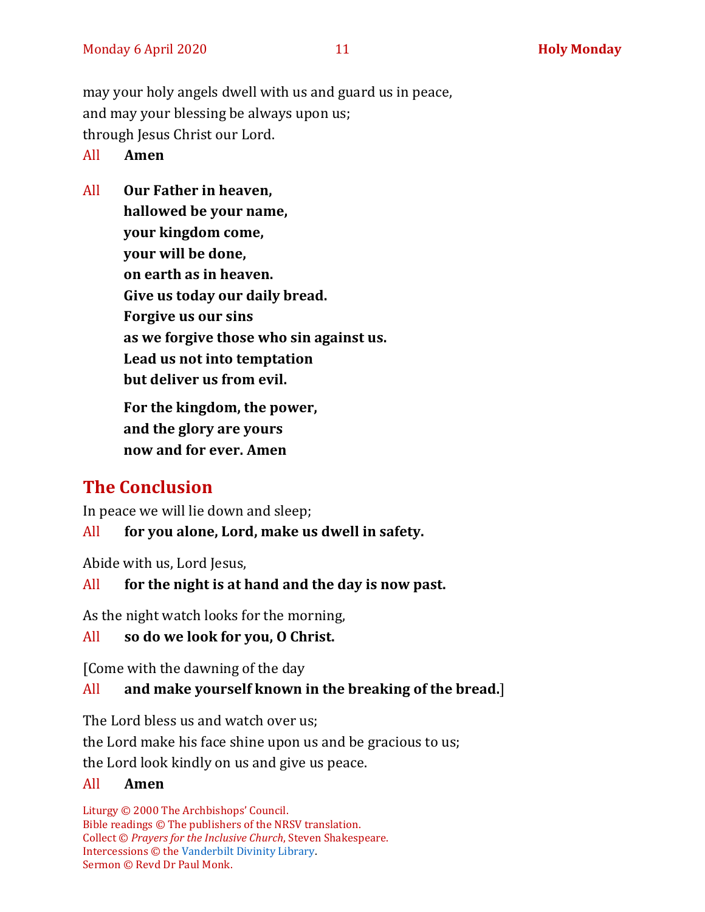may your holy angels dwell with us and guard us in peace,
and may your blessing be always upon us;
through Jesus Christ our Lord.

All **Amen**

All **Our Father in heaven,**
**hallowed be your name,**
**your kingdom come,**
**your will be done,**
**on earth as in heaven.**
**Give us today our daily bread.**
**Forgive us our sins**
**as we forgive those who sin against us.**
**Lead us not into temptation**
**but deliver us from evil.**

**For the kingdom, the power,**
**and the glory are yours**
**now and for ever. Amen**

## The Conclusion

In peace we will lie down and sleep;

All **for you alone, Lord, make us dwell in safety.**

Abide with us, Lord Jesus,

All **for the night is at hand and the day is now past.**

As the night watch looks for the morning,

All **so do we look for you, O Christ.**

[Come with the dawning of the day

All **and make yourself known in the breaking of the bread.**]

The Lord bless us and watch over us;
the Lord make his face shine upon us and be gracious to us;
the Lord look kindly on us and give us peace.

All **Amen**

Liturgy © 2000 The Archbishops' Council.
Bible readings © The publishers of the NRSV translation.
Collect © *Prayers for the Inclusive Church*, Steven Shakespeare.
Intercessions © the Vanderbilt Divinity Library.
Sermon © Revd Dr Paul Monk.